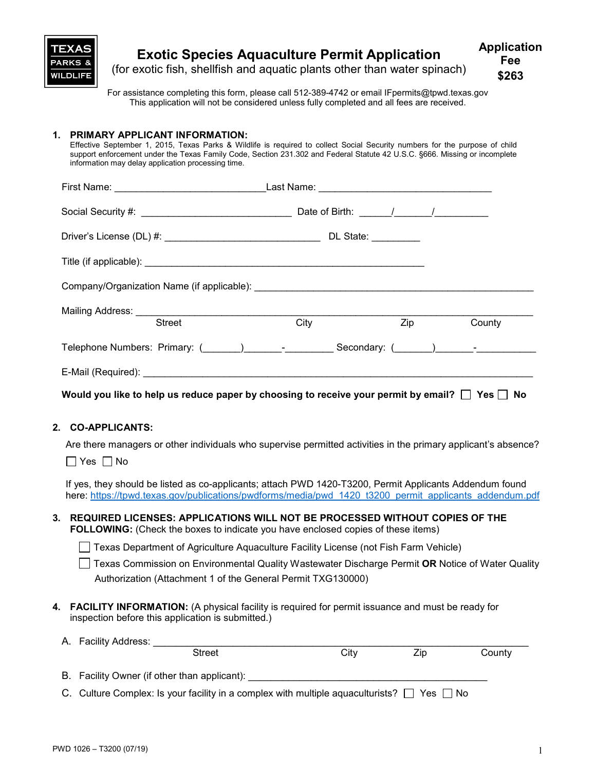TEXAS PARKS & WILDLIFE

# Exotic Species Aquaculture Permit Application

(for exotic fish, shellfish and aquatic plants other than water spinach)

**Application Fee $263**

For assistance completing this form, please call 512-389-4742 or email IFpermits@tpwd.texas.gov
This application will not be considered unless fully completed and all fees are received.

## 1. PRIMARY APPLICANT INFORMATION:

Effective September 1, 2015, Texas Parks & Wildlife is required to collect Social Security numbers for the purpose of child support enforcement under the Texas Family Code, Section 231.302 and Federal Statute 42 U.S.C. §666. Missing or incomplete information may delay application processing time.

First Name: ____________________________ Last Name: __________________________________

Social Security #: _____________________________ Date of Birth: ______/_______/__________

Driver's License (DL) #: ______________________________ DL State: _________

Title (if applicable): ______________________________________________________

Company/Organization Name (if applicable): ______________________________________________________

Mailing Address: ______________________________________________________________________________
Street City Zip County

Telephone Numbers: Primary: (_______)_______-_________ Secondary: (_______)_______-___________

E-Mail (Required): ______________________________________________________________________________

**Would you like to help us reduce paper by choosing to receive your permit by email?** ☐ **Yes** ☐ **No**

## 2. CO-APPLICANTS:

Are there managers or other individuals who supervise permitted activities in the primary applicant's absence?

☐ Yes ☐ No

If yes, they should be listed as co-applicants; attach PWD 1420-T3200, Permit Applicants Addendum found here: https://tpwd.texas.gov/publications/pwdforms/media/pwd_1420_t3200_permit_applicants_addendum.pdf

## 3. REQUIRED LICENSES: APPLICATIONS WILL NOT BE PROCESSED WITHOUT COPIES OF THE FOLLOWING: (Check the boxes to indicate you have enclosed copies of these items)

☐ Texas Department of Agriculture Aquaculture Facility License (not Fish Farm Vehicle)

☐ Texas Commission on Environmental Quality Wastewater Discharge Permit **OR** Notice of Water Quality Authorization (Attachment 1 of the General Permit TXG130000)

## 4. FACILITY INFORMATION: (A physical facility is required for permit issuance and must be ready for inspection before this application is submitted.)

A. Facility Address: ______________________________________________________________________
Street City Zip County

B. Facility Owner (if other than applicant): ____________________________________________

C. Culture Complex: Is your facility in a complex with multiple aquaculturists? ☐ Yes ☐ No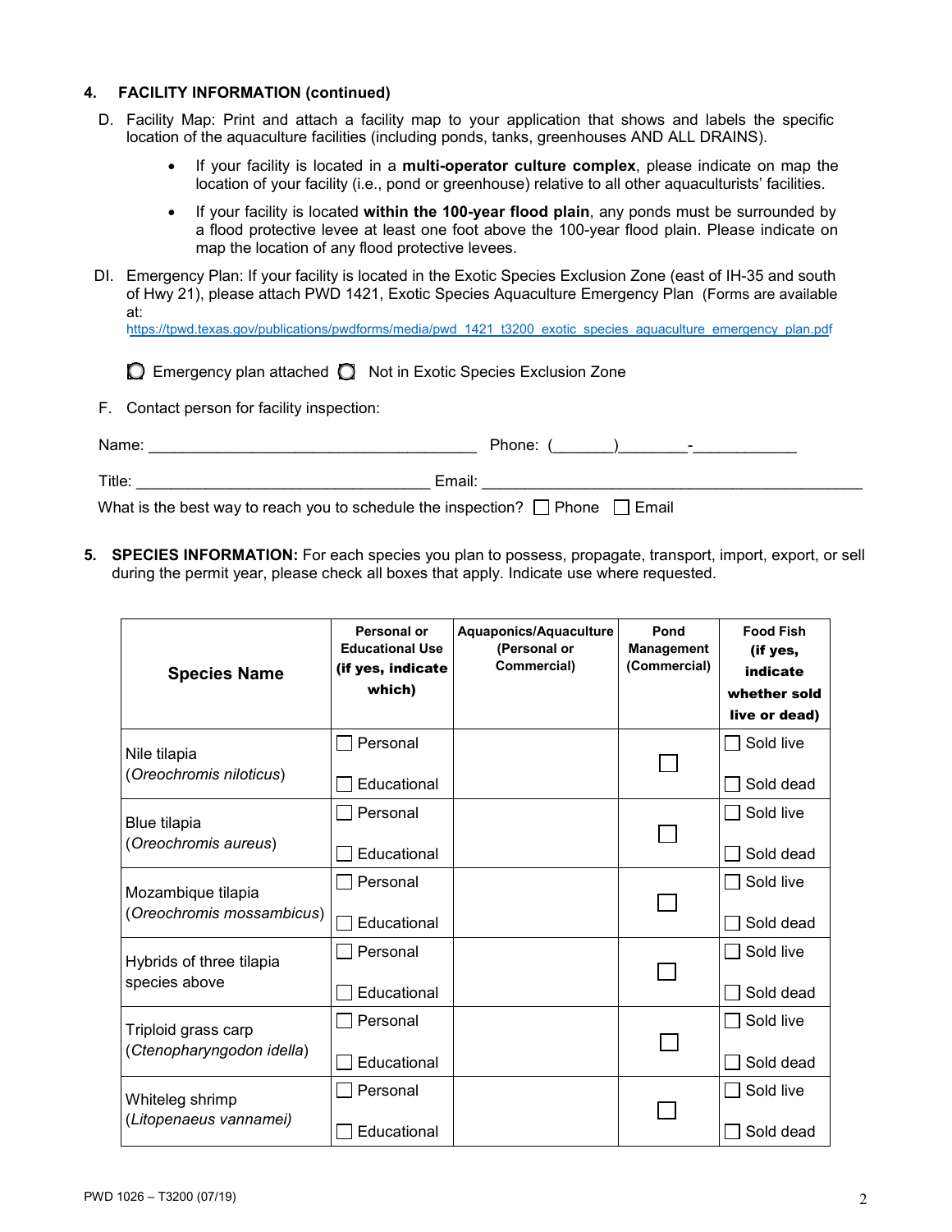### 4. FACILITY INFORMATION (continued)

D. Facility Map: Print and attach a facility map to your application that shows and labels the specific location of the aquaculture facilities (including ponds, tanks, greenhouses AND ALL DRAINS).

- If your facility is located in a **multi-operator culture complex**, please indicate on map the location of your facility (i.e., pond or greenhouse) relative to all other aquaculturists' facilities.
- If your facility is located **within the 100-year flood plain**, any ponds must be surrounded by a flood protective levee at least one foot above the 100-year flood plain. Please indicate on map the location of any flood protective levees.

DI. Emergency Plan: If your facility is located in the Exotic Species Exclusion Zone (east of IH-35 and south of Hwy 21), please attach PWD 1421, Exotic Species Aquaculture Emergency Plan (Forms are available at: https://tpwd.texas.gov/publications/pwdforms/media/pwd_1421_t3200_exotic_species_aquaculture_emergency_plan.pdf

○ Emergency plan attached ○ Not in Exotic Species Exclusion Zone

F. Contact person for facility inspection:

Name: ______________________________________ Phone: (_______)________-____________

Title: _________________________________ Email: ____________________________________________

What is the best way to reach you to schedule the inspection? ☐ Phone ☐ Email

**5. SPECIES INFORMATION:** For each species you plan to possess, propagate, transport, import, export, or sell during the permit year, please check all boxes that apply. Indicate use where requested.

| Species Name | Personal or Educational Use (if yes, indicate which) | Aquaponics/Aquaculture (Personal or Commercial) | Pond Management (Commercial) | Food Fish (if yes, indicate whether sold live or dead) |
|---|---|---|---|---|
| Nile tilapia (*Oreochromis niloticus*) | ☐ Personal ☐ Educational | | ☐ | ☐ Sold live ☐ Sold dead |
| Blue tilapia (*Oreochromis aureus*) | ☐ Personal ☐ Educational | | ☐ | ☐ Sold live ☐ Sold dead |
| Mozambique tilapia (*Oreochromis mossambicus*) | ☐ Personal ☐ Educational | | ☐ | ☐ Sold live ☐ Sold dead |
| Hybrids of three tilapia species above | ☐ Personal ☐ Educational | | ☐ | ☐ Sold live ☐ Sold dead |
| Triploid grass carp (*Ctenopharyngodon idella*) | ☐ Personal ☐ Educational | | ☐ | ☐ Sold live ☐ Sold dead |
| Whiteleg shrimp (*Litopenaeus vannamei*) | ☐ Personal ☐ Educational | | ☐ | ☐ Sold live ☐ Sold dead |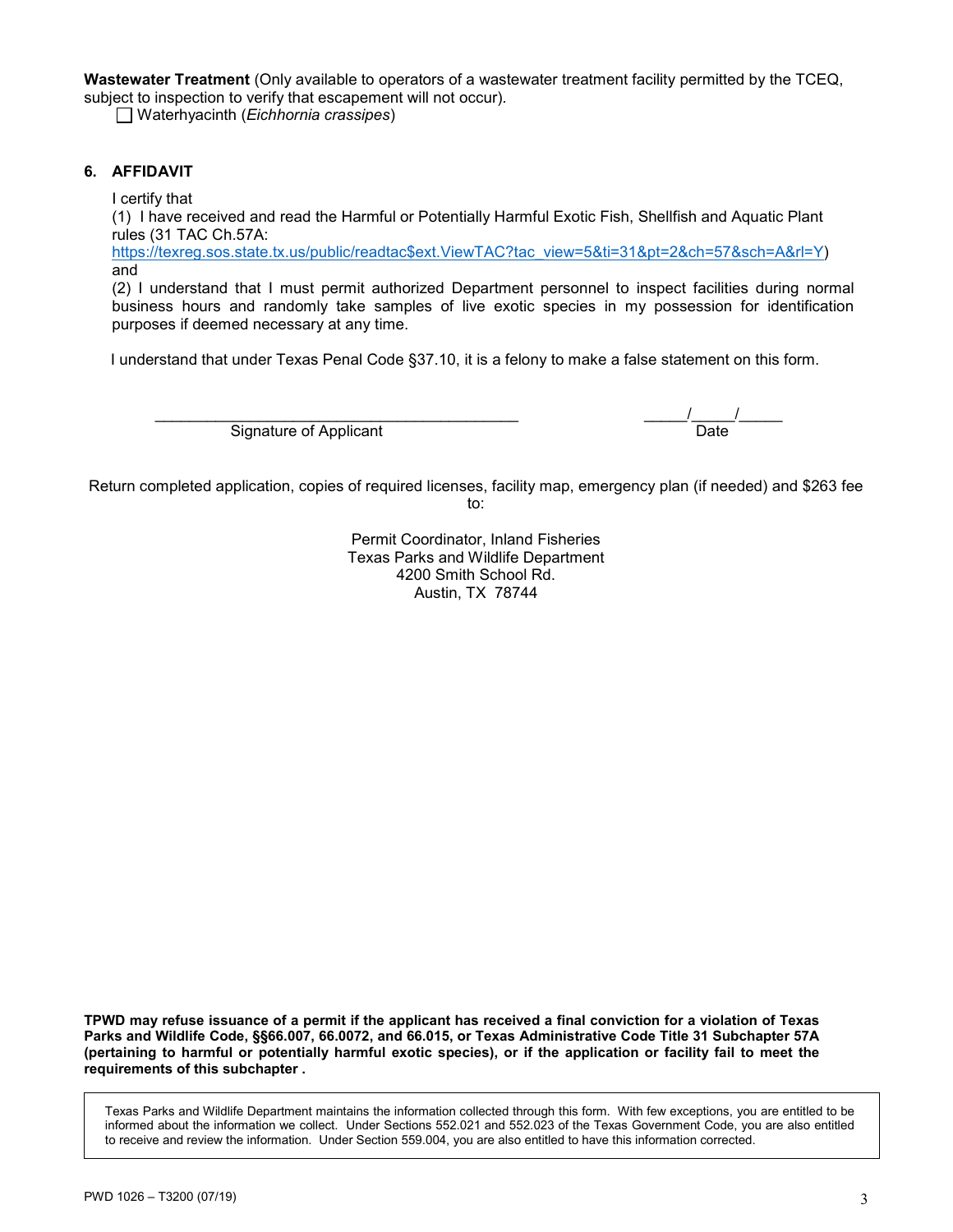**Wastewater Treatment** (Only available to operators of a wastewater treatment facility permitted by the TCEQ, subject to inspection to verify that escapement will not occur).

☐ Waterhyacinth (*Eichhornia crassipes*)

## 6. AFFIDAVIT

I certify that

(1) I have received and read the Harmful or Potentially Harmful Exotic Fish, Shellfish and Aquatic Plant rules (31 TAC Ch.57A: https://texreg.sos.state.tx.us/public/readtac$ext.ViewTAC?tac_view=5&ti=31&pt=2&ch=57&sch=A&rl=Y) and

(2) I understand that I must permit authorized Department personnel to inspect facilities during normal business hours and randomly take samples of live exotic species in my possession for identification purposes if deemed necessary at any time.

I understand that under Texas Penal Code §37.10, it is a felony to make a false statement on this form.

\_\_\_\_\_\_\_\_\_\_\_\_\_\_\_\_\_\_\_\_\_\_\_\_\_\_\_\_\_\_\_\_\_\_\_\_\_\_\_\_\_\_\_\_\_\_\_\_\_\_

Signature of Applicant

\_\_\_\_\_/\_\_\_\_\_/\_\_\_\_\_

Date

Return completed application, copies of required licenses, facility map, emergency plan (if needed) and $263 fee to:

Permit Coordinator, Inland Fisheries
Texas Parks and Wildlife Department
4200 Smith School Rd.
Austin, TX 78744

**TPWD may refuse issuance of a permit if the applicant has received a final conviction for a violation of Texas Parks and Wildlife Code, §§66.007, 66.0072, and 66.015, or Texas Administrative Code Title 31 Subchapter 57A (pertaining to harmful or potentially harmful exotic species), or if the application or facility fail to meet the requirements of this subchapter .**

Texas Parks and Wildlife Department maintains the information collected through this form. With few exceptions, you are entitled to be informed about the information we collect. Under Sections 552.021 and 552.023 of the Texas Government Code, you are also entitled to receive and review the information. Under Section 559.004, you are also entitled to have this information corrected.

PWD 1026 – T3200 (07/19)